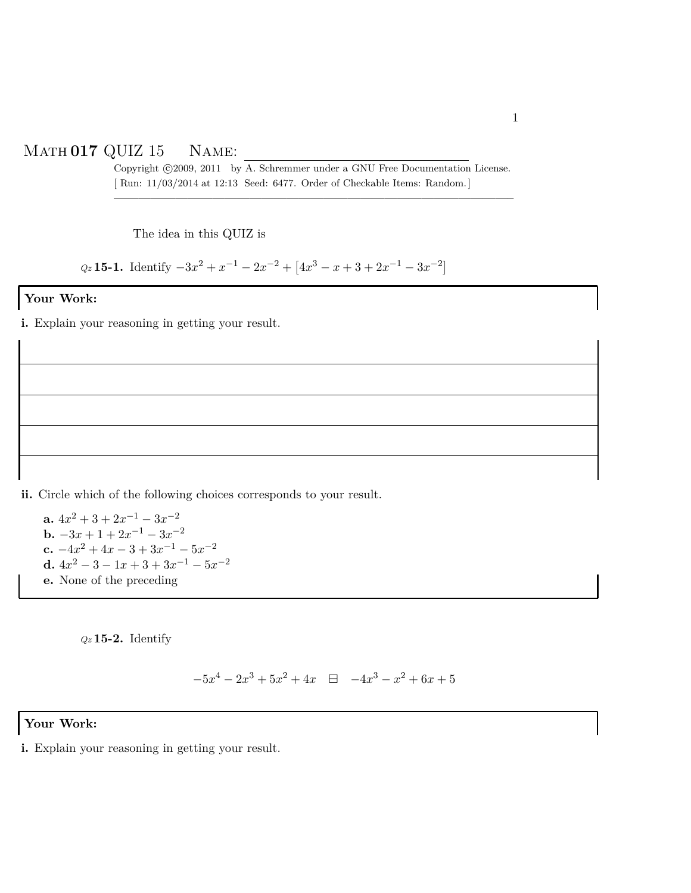# MATH 017 QUIZ 15 NAME: ______________________

Copyright ©2009, 2011 by A. Schremmer under a GNU Free Documentation License.
[ Run: 11/03/2014 at 12:13 Seed: 6477. Order of Checkable Items: Random.]

---

The idea in this QUIZ is

*Qz* **15-1.** Identify $-3x^2 + x^{-1} - 2x^{-2} + \left[4x^3 - x + 3 + 2x^{-1} - 3x^{-2}\right]$

**Your Work:**

**i.** Explain your reasoning in getting your result.

**ii.** Circle which of the following choices corresponds to your result.

- **a.** $4x^2 + 3 + 2x^{-1} - 3x^{-2}$
- **b.** $-3x + 1 + 2x^{-1} - 3x^{-2}$
- **c.** $-4x^2 + 4x - 3 + 3x^{-1} - 5x^{-2}$
- **d.** $4x^2 - 3 - 1x + 3 + 3x^{-1} - 5x^{-2}$
- **e.** None of the preceding

*Qz* **15-2.** Identify

$$-5x^4 - 2x^3 + 5x^2 + 4x \quad \boxminus \quad -4x^3 - x^2 + 6x + 5$$

**Your Work:**

**i.** Explain your reasoning in getting your result.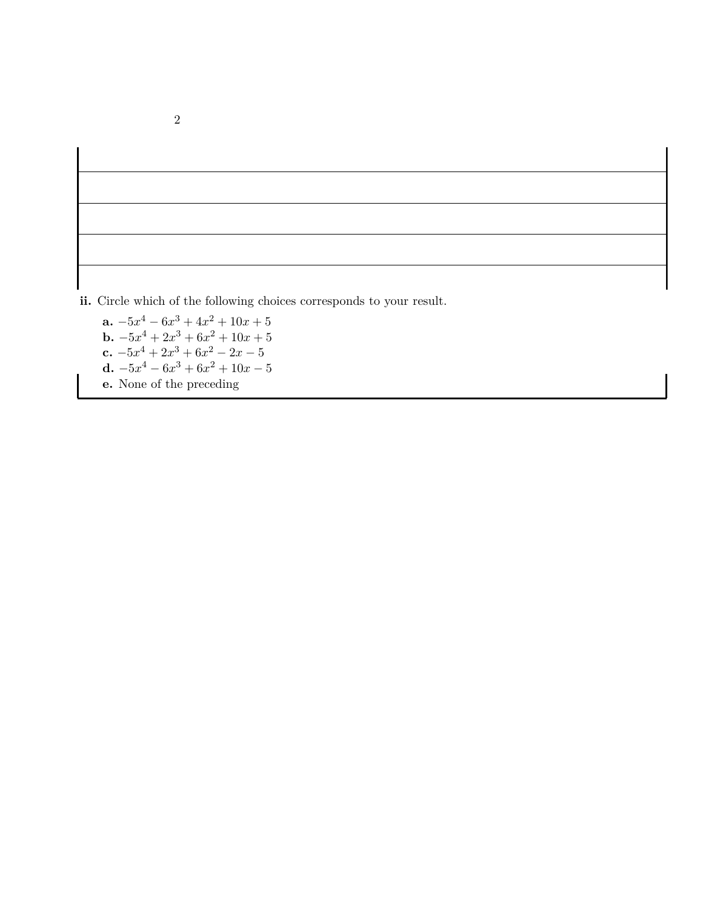**ii.** Circle which of the following choices corresponds to your result.

**a.** $-5x^4 - 6x^3 + 4x^2 + 10x + 5$
**b.** $-5x^4 + 2x^3 + 6x^2 + 10x + 5$
**c.** $-5x^4 + 2x^3 + 6x^2 - 2x - 5$
**d.** $-5x^4 - 6x^3 + 6x^2 + 10x - 5$
**e.** None of the preceding